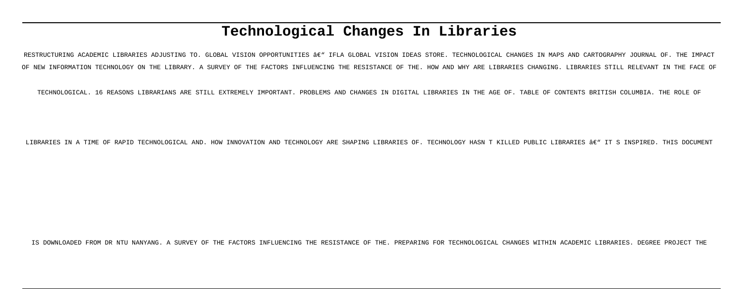# Technological Changes In Libraries

RESTRUCTURING ACADEMIC LIBRARIES ADJUSTING TO. GLOBAL VISION OPPORTUNITIES â€" IFLA GLOBAL VISION IDEAS STORE. TECHNOLOGICAL CHANGES IN MAPS AND CARTOGRAPHY JOURNAL OF. THE IMPACT OF NEW INFORMATION TECHNOLOGY ON THE LIBRARY. A SURVEY OF THE FACTORS INFLUENCING THE RESISTANCE OF THE. HOW AND WHY ARE LIBRARIES CHANGING. LIBRARIES STILL RELEVANT IN THE FACE OF TECHNOLOGICAL. 16 REASONS LIBRARIANS ARE STILL EXTREMELY IMPORTANT. PROBLEMS AND CHANGES IN DIGITAL LIBRARIES IN THE AGE OF. TABLE OF CONTENTS BRITISH COLUMBIA. THE ROLE OF LIBRARIES IN A TIME OF RAPID TECHNOLOGICAL AND. HOW INNOVATION AND TECHNOLOGY ARE SHAPING LIBRARIES OF. TECHNOLOGY HASN T KILLED PUBLIC LIBRARIES â€" IT S INSPIRED. THIS DOCUMENT IS DOWNLOADED FROM DR NTU NANYANG. A SURVEY OF THE FACTORS INFLUENCING THE RESISTANCE OF THE. PREPARING FOR TECHNOLOGICAL CHANGES WITHIN ACADEMIC LIBRARIES. DEGREE PROJECT THE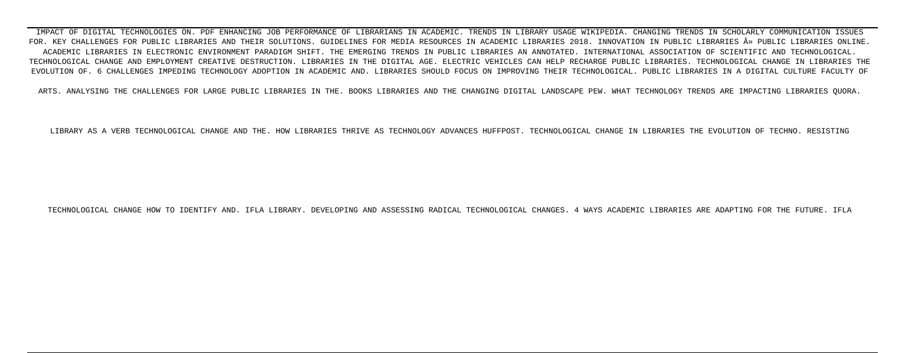IMPACT OF DIGITAL TECHNOLOGIES ON. PDF ENHANCING JOB PERFORMANCE OF LIBRARIANS IN ACADEMIC. TRENDS IN LIBRARY USAGE WIKIPEDIA. CHANGING TRENDS IN SCHOLARLY COMMUNICATION ISSUES FOR. KEY CHALLENGES FOR PUBLIC LIBRARIES AND THEIR SOLUTIONS. GUIDELINES FOR MEDIA RESOURCES IN ACADEMIC LIBRARIES 2018. INNOVATION IN PUBLIC LIBRARIES Â» PUBLIC LIBRARIES ONLINE. ACADEMIC LIBRARIES IN ELECTRONIC ENVIRONMENT PARADIGM SHIFT. THE EMERGING TRENDS IN PUBLIC LIBRARIES AN ANNOTATED. INTERNATIONAL ASSOCIATION OF SCIENTIFIC AND TECHNOLOGICAL. TECHNOLOGICAL CHANGE AND EMPLOYMENT CREATIVE DESTRUCTION. LIBRARIES IN THE DIGITAL AGE. ELECTRIC VEHICLES CAN HELP RECHARGE PUBLIC LIBRARIES. TECHNOLOGICAL CHANGE IN LIBRARIES THE EVOLUTION OF. 6 CHALLENGES IMPEDING TECHNOLOGY ADOPTION IN ACADEMIC AND. LIBRARIES SHOULD FOCUS ON IMPROVING THEIR TECHNOLOGICAL. PUBLIC LIBRARIES IN A DIGITAL CULTURE FACULTY OF ARTS. ANALYSING THE CHALLENGES FOR LARGE PUBLIC LIBRARIES IN THE. BOOKS LIBRARIES AND THE CHANGING DIGITAL LANDSCAPE PEW. WHAT TECHNOLOGY TRENDS ARE IMPACTING LIBRARIES QUORA. LIBRARY AS A VERB TECHNOLOGICAL CHANGE AND THE. HOW LIBRARIES THRIVE AS TECHNOLOGY ADVANCES HUFFPOST. TECHNOLOGICAL CHANGE IN LIBRARIES THE EVOLUTION OF TECHNO. RESISTING TECHNOLOGICAL CHANGE HOW TO IDENTIFY AND. IFLA LIBRARY. DEVELOPING AND ASSESSING RADICAL TECHNOLOGICAL CHANGES. 4 WAYS ACADEMIC LIBRARIES ARE ADAPTING FOR THE FUTURE. IFLA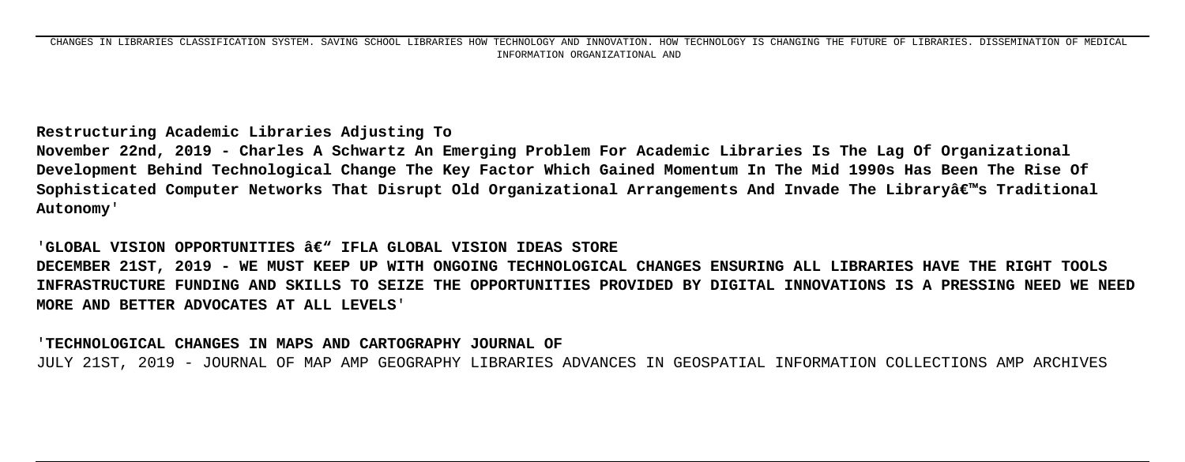CHANGES IN LIBRARIES CLASSIFICATION SYSTEM. SAVING SCHOOL LIBRARIES HOW TECHNOLOGY AND INNOVATION. HOW TECHNOLOGY IS CHANGING THE FUTURE OF LIBRARIES. DISSEMINATION OF MEDICAL INFORMATION ORGANIZATIONAL AND

**Restructuring Academic Libraries Adjusting To**
**November 22nd, 2019 - Charles A Schwartz An Emerging Problem For Academic Libraries Is The Lag Of Organizational Development Behind Technological Change The Key Factor Which Gained Momentum In The Mid 1990s Has Been The Rise Of Sophisticated Computer Networks That Disrupt Old Organizational Arrangements And Invade The Libraryâ€™s Traditional Autonomy'**

'**GLOBAL VISION OPPORTUNITIES â€" IFLA GLOBAL VISION IDEAS STORE**
**DECEMBER 21ST, 2019 - WE MUST KEEP UP WITH ONGOING TECHNOLOGICAL CHANGES ENSURING ALL LIBRARIES HAVE THE RIGHT TOOLS INFRASTRUCTURE FUNDING AND SKILLS TO SEIZE THE OPPORTUNITIES PROVIDED BY DIGITAL INNOVATIONS IS A PRESSING NEED WE NEED MORE AND BETTER ADVOCATES AT ALL LEVELS'**

'**TECHNOLOGICAL CHANGES IN MAPS AND CARTOGRAPHY JOURNAL OF**
JULY 21ST, 2019 - JOURNAL OF MAP AMP GEOGRAPHY LIBRARIES ADVANCES IN GEOSPATIAL INFORMATION COLLECTIONS AMP ARCHIVES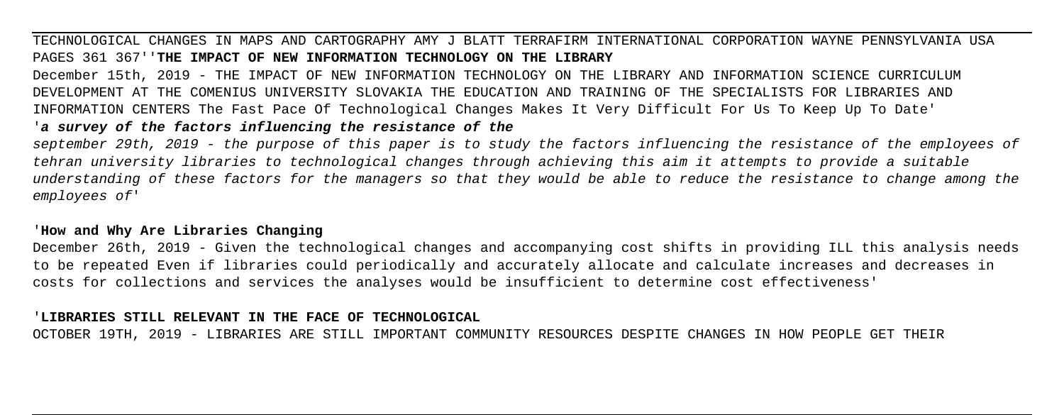TECHNOLOGICAL CHANGES IN MAPS AND CARTOGRAPHY AMY J BLATT TERRAFIRM INTERNATIONAL CORPORATION WAYNE PENNSYLVANIA USA PAGES 361 367''**THE IMPACT OF NEW INFORMATION TECHNOLOGY ON THE LIBRARY**

December 15th, 2019 - THE IMPACT OF NEW INFORMATION TECHNOLOGY ON THE LIBRARY AND INFORMATION SCIENCE CURRICULUM DEVELOPMENT AT THE COMENIUS UNIVERSITY SLOVAKIA THE EDUCATION AND TRAINING OF THE SPECIALISTS FOR LIBRARIES AND INFORMATION CENTERS The Fast Pace Of Technological Changes Makes It Very Difficult For Us To Keep Up To Date'

'***a survey of the factors influencing the resistance of the***

*september 29th, 2019 - the purpose of this paper is to study the factors influencing the resistance of the employees of tehran university libraries to technological changes through achieving this aim it attempts to provide a suitable understanding of these factors for the managers so that they would be able to reduce the resistance to change among the employees of'*

'**How and Why Are Libraries Changing**

December 26th, 2019 - Given the technological changes and accompanying cost shifts in providing ILL this analysis needs to be repeated Even if libraries could periodically and accurately allocate and calculate increases and decreases in costs for collections and services the analyses would be insufficient to determine cost effectiveness'

'**LIBRARIES STILL RELEVANT IN THE FACE OF TECHNOLOGICAL**

OCTOBER 19TH, 2019 - LIBRARIES ARE STILL IMPORTANT COMMUNITY RESOURCES DESPITE CHANGES IN HOW PEOPLE GET THEIR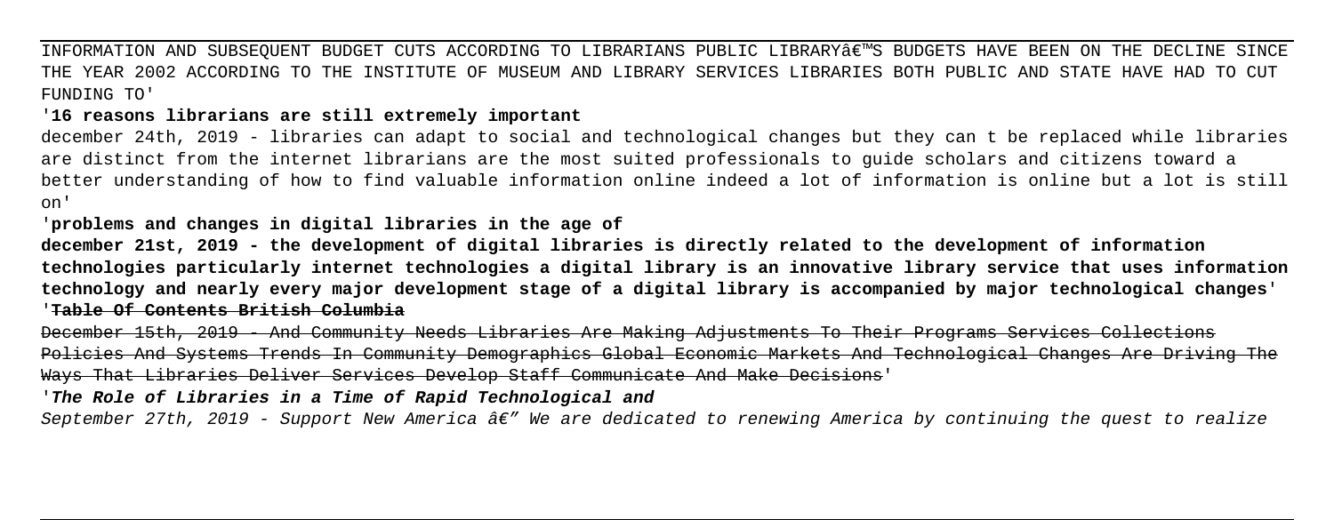INFORMATION AND SUBSEQUENT BUDGET CUTS ACCORDING TO LIBRARIANS PUBLIC LIBRARYâ€™S BUDGETS HAVE BEEN ON THE DECLINE SINCE THE YEAR 2002 ACCORDING TO THE INSTITUTE OF MUSEUM AND LIBRARY SERVICES LIBRARIES BOTH PUBLIC AND STATE HAVE HAD TO CUT FUNDING TO'

'**16 reasons librarians are still extremely important**

december 24th, 2019 - libraries can adapt to social and technological changes but they can t be replaced while libraries are distinct from the internet librarians are the most suited professionals to guide scholars and citizens toward a better understanding of how to find valuable information online indeed a lot of information is online but a lot is still on'

'**problems and changes in digital libraries in the age of**

**december 21st, 2019 - the development of digital libraries is directly related to the development of information technologies particularly internet technologies a digital library is an innovative library service that uses information technology and nearly every major development stage of a digital library is accompanied by major technological changes**'

'**Table Of Contents British Columbia**

~~December 15th, 2019 - And Community Needs Libraries Are Making Adjustments To Their Programs Services Collections Policies And Systems Trends In Community Demographics Global Economic Markets And Technological Changes Are Driving The Ways That Libraries Deliver Services Develop Staff Communicate And Make Decisions~~'

'***The Role of Libraries in a Time of Rapid Technological and***

*September 27th, 2019 - Support New America â€" We are dedicated to renewing America by continuing the quest to realize*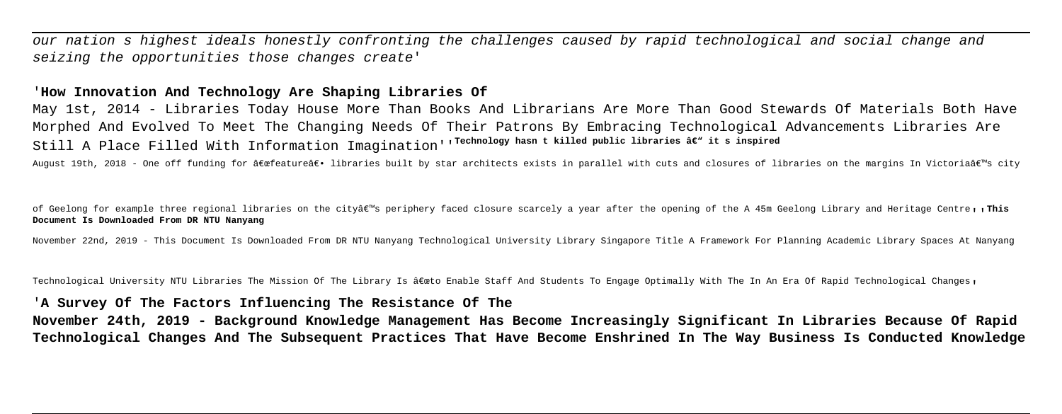*our nation s highest ideals honestly confronting the challenges caused by rapid technological and social change and seizing the opportunities those changes create*'

'**How Innovation And Technology Are Shaping Libraries Of**

May 1st, 2014 - Libraries Today House More Than Books And Librarians Are More Than Good Stewards Of Materials Both Have Morphed And Evolved To Meet The Changing Needs Of Their Patrons By Embracing Technological Advancements Libraries Are Still A Place Filled With Information Imagination''**Technology hasn t killed public libraries â€" it s inspired**

August 19th, 2018 - One off funding for â€œfeatureâ€• libraries built by star architects exists in parallel with cuts and closures of libraries on the margins In Victoriaâ€™s city of Geelong for example three regional libraries on the cityâ€™s periphery faced closure scarcely a year after the opening of the A 45m Geelong Library and Heritage Centre''**This Document Is Downloaded From DR NTU Nanyang**

November 22nd, 2019 - This Document Is Downloaded From DR NTU Nanyang Technological University Library Singapore Title A Framework For Planning Academic Library Spaces At Nanyang Technological University NTU Libraries The Mission Of The Library Is â€œto Enable Staff And Students To Engage Optimally With The In An Era Of Rapid Technological Changes'

'**A Survey Of The Factors Influencing The Resistance Of The**

**November 24th, 2019 - Background Knowledge Management Has Become Increasingly Significant In Libraries Because Of Rapid Technological Changes And The Subsequent Practices That Have Become Enshrined In The Way Business Is Conducted Knowledge**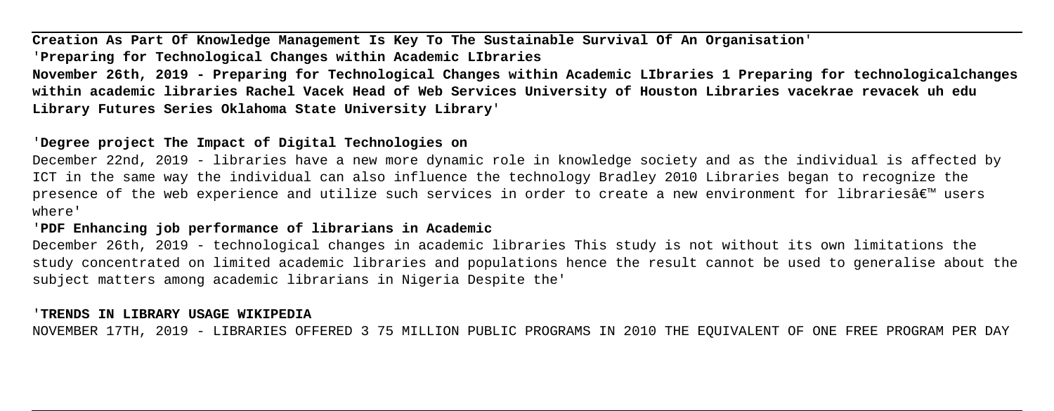**Creation As Part Of Knowledge Management Is Key To The Sustainable Survival Of An Organisation**'

'**Preparing for Technological Changes within Academic LIbraries**

**November 26th, 2019 - Preparing for Technological Changes within Academic LIbraries 1 Preparing for technologicalchanges within academic libraries Rachel Vacek Head of Web Services University of Houston Libraries vacekrae revacek uh edu Library Futures Series Oklahoma State University Library**'

'**Degree project The Impact of Digital Technologies on**

December 22nd, 2019 - libraries have a new more dynamic role in knowledge society and as the individual is affected by ICT in the same way the individual can also influence the technology Bradley 2010 Libraries began to recognize the presence of the web experience and utilize such services in order to create a new environment for librariesâ€™ users where'

'**PDF Enhancing job performance of librarians in Academic**

December 26th, 2019 - technological changes in academic libraries This study is not without its own limitations the study concentrated on limited academic libraries and populations hence the result cannot be used to generalise about the subject matters among academic librarians in Nigeria Despite the'

'**TRENDS IN LIBRARY USAGE WIKIPEDIA**

NOVEMBER 17TH, 2019 - LIBRARIES OFFERED 3 75 MILLION PUBLIC PROGRAMS IN 2010 THE EQUIVALENT OF ONE FREE PROGRAM PER DAY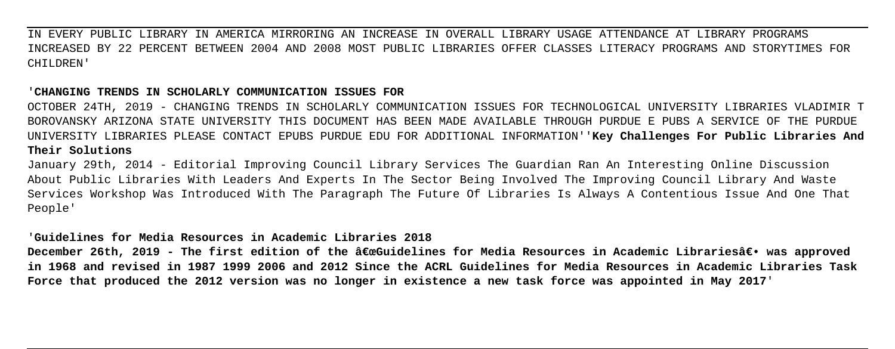IN EVERY PUBLIC LIBRARY IN AMERICA MIRRORING AN INCREASE IN OVERALL LIBRARY USAGE ATTENDANCE AT LIBRARY PROGRAMS INCREASED BY 22 PERCENT BETWEEN 2004 AND 2008 MOST PUBLIC LIBRARIES OFFER CLASSES LITERACY PROGRAMS AND STORYTIMES FOR CHILDREN'

'**CHANGING TRENDS IN SCHOLARLY COMMUNICATION ISSUES FOR**

OCTOBER 24TH, 2019 - CHANGING TRENDS IN SCHOLARLY COMMUNICATION ISSUES FOR TECHNOLOGICAL UNIVERSITY LIBRARIES VLADIMIR T BOROVANSKY ARIZONA STATE UNIVERSITY THIS DOCUMENT HAS BEEN MADE AVAILABLE THROUGH PURDUE E PUBS A SERVICE OF THE PURDUE UNIVERSITY LIBRARIES PLEASE CONTACT EPUBS PURDUE EDU FOR ADDITIONAL INFORMATION''**Key Challenges For Public Libraries And Their Solutions**

January 29th, 2014 - Editorial Improving Council Library Services The Guardian Ran An Interesting Online Discussion About Public Libraries With Leaders And Experts In The Sector Being Involved The Improving Council Library And Waste Services Workshop Was Introduced With The Paragraph The Future Of Libraries Is Always A Contentious Issue And One That People'

'**Guidelines for Media Resources in Academic Libraries 2018**

**December 26th, 2019 - The first edition of the â€œGuidelines for Media Resources in Academic Librariesâ€• was approved in 1968 and revised in 1987 1999 2006 and 2012 Since the ACRL Guidelines for Media Resources in Academic Libraries Task Force that produced the 2012 version was no longer in existence a new task force was appointed in May 2017**'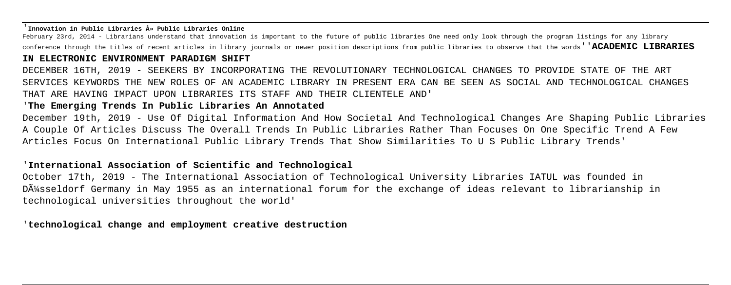'**Innovation in Public Libraries Â» Public Libraries Online**

February 23rd, 2014 - Librarians understand that innovation is important to the future of public libraries One need only look through the program listings for any library conference through the titles of recent articles in library journals or newer position descriptions from public libraries to observe that the words''**ACADEMIC LIBRARIES IN ELECTRONIC ENVIRONMENT PARADIGM SHIFT**

DECEMBER 16TH, 2019 - SEEKERS BY INCORPORATING THE REVOLUTIONARY TECHNOLOGICAL CHANGES TO PROVIDE STATE OF THE ART SERVICES KEYWORDS THE NEW ROLES OF AN ACADEMIC LIBRARY IN PRESENT ERA CAN BE SEEN AS SOCIAL AND TECHNOLOGICAL CHANGES THAT ARE HAVING IMPACT UPON LIBRARIES ITS STAFF AND THEIR CLIENTELE AND'

'**The Emerging Trends In Public Libraries An Annotated**

December 19th, 2019 - Use Of Digital Information And How Societal And Technological Changes Are Shaping Public Libraries A Couple Of Articles Discuss The Overall Trends In Public Libraries Rather Than Focuses On One Specific Trend A Few Articles Focus On International Public Library Trends That Show Similarities To U S Public Library Trends'

'**International Association of Scientific and Technological**

October 17th, 2019 - The International Association of Technological University Libraries IATUL was founded in DÃ¼sseldorf Germany in May 1955 as an international forum for the exchange of ideas relevant to librarianship in technological universities throughout the world'

'**technological change and employment creative destruction**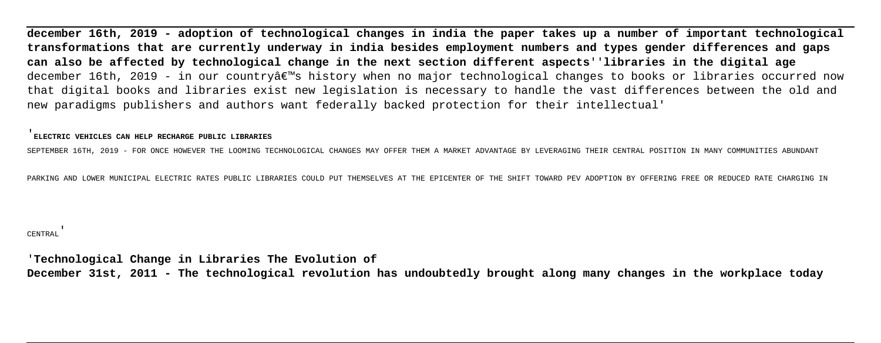**december 16th, 2019 - adoption of technological changes in india the paper takes up a number of important technological transformations that are currently underway in india besides employment numbers and types gender differences and gaps can also be affected by technological change in the next section different aspects''libraries in the digital age**
december 16th, 2019 - in our countryâ€™s history when no major technological changes to books or libraries occurred now that digital books and libraries exist new legislation is necessary to handle the vast differences between the old and new paradigms publishers and authors want federally backed protection for their intellectual'

'**ELECTRIC VEHICLES CAN HELP RECHARGE PUBLIC LIBRARIES**

SEPTEMBER 16TH, 2019 - FOR ONCE HOWEVER THE LOOMING TECHNOLOGICAL CHANGES MAY OFFER THEM A MARKET ADVANTAGE BY LEVERAGING THEIR CENTRAL POSITION IN MANY COMMUNITIES ABUNDANT PARKING AND LOWER MUNICIPAL ELECTRIC RATES PUBLIC LIBRARIES COULD PUT THEMSELVES AT THE EPICENTER OF THE SHIFT TOWARD PEV ADOPTION BY OFFERING FREE OR REDUCED RATE CHARGING IN CENTRAL'

'**Technological Change in Libraries The Evolution of**
**December 31st, 2011 - The technological revolution has undoubtedly brought along many changes in the workplace today**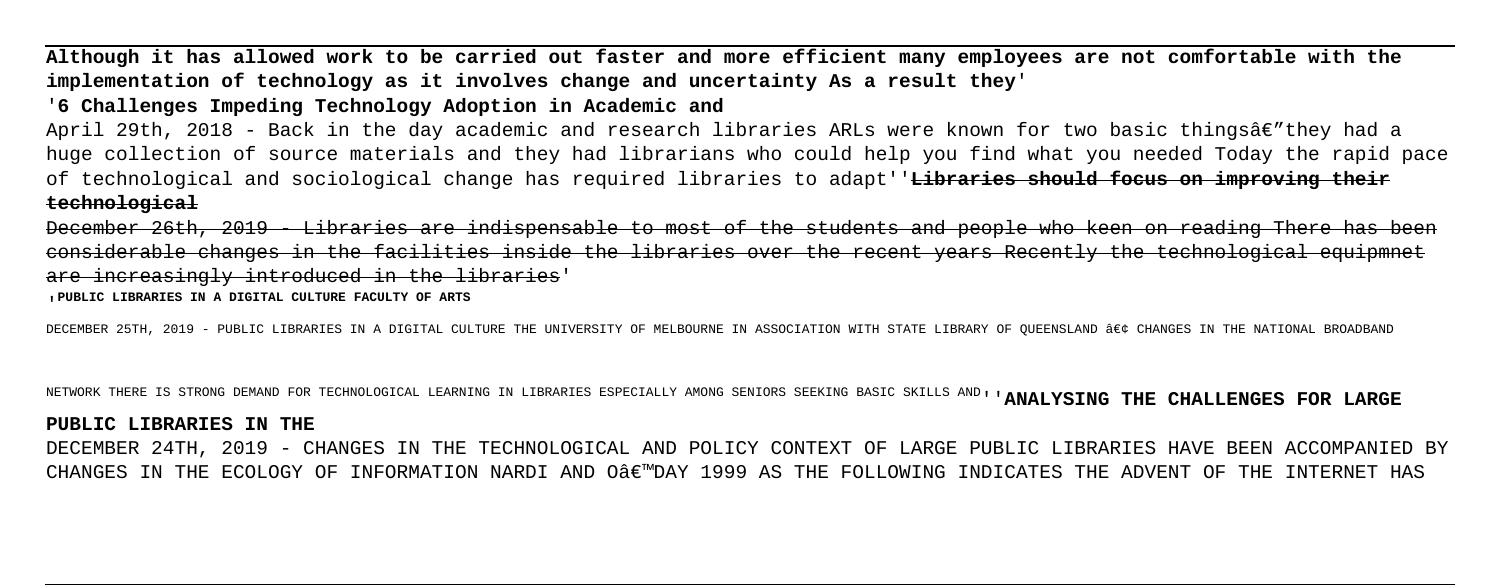**Although it has allowed work to be carried out faster and more efficient many employees are not comfortable with the implementation of technology as it involves change and uncertainty As a result they**'

'**6 Challenges Impeding Technology Adoption in Academic and**

April 29th, 2018 - Back in the day academic and research libraries ARLs were known for two basic thingsâ€"they had a huge collection of source materials and they had librarians who could help you find what you needed Today the rapid pace of technological and sociological change has required libraries to adapt''**Libraries should focus on improving their technological**

December 26th, 2019 - Libraries are indispensable to most of the students and people who keen on reading There has been considerable changes in the facilities inside the libraries over the recent years Recently the technological equipmnet are increasingly introduced in the libraries'

'**PUBLIC LIBRARIES IN A DIGITAL CULTURE FACULTY OF ARTS**

DECEMBER 25TH, 2019 - PUBLIC LIBRARIES IN A DIGITAL CULTURE THE UNIVERSITY OF MELBOURNE IN ASSOCIATION WITH STATE LIBRARY OF QUEENSLAND â€¢ CHANGES IN THE NATIONAL BROADBAND NETWORK THERE IS STRONG DEMAND FOR TECHNOLOGICAL LEARNING IN LIBRARIES ESPECIALLY AMONG SENIORS SEEKING BASIC SKILLS AND''**ANALYSING THE CHALLENGES FOR LARGE PUBLIC LIBRARIES IN THE**

DECEMBER 24TH, 2019 - CHANGES IN THE TECHNOLOGICAL AND POLICY CONTEXT OF LARGE PUBLIC LIBRARIES HAVE BEEN ACCOMPANIED BY CHANGES IN THE ECOLOGY OF INFORMATION NARDI AND Oâ€™DAY 1999 AS THE FOLLOWING INDICATES THE ADVENT OF THE INTERNET HAS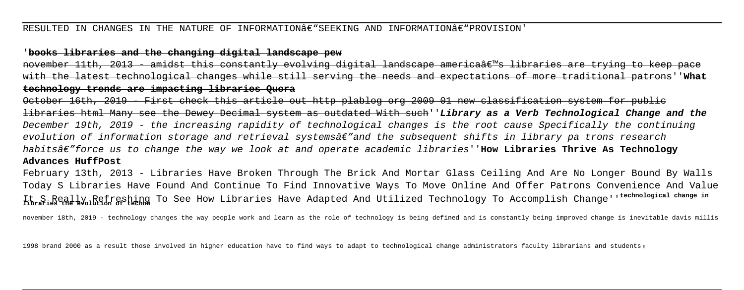RESULTED IN CHANGES IN THE NATURE OF INFORMATIONâ€"SEEKING AND INFORMATIONâ€"PROVISION'

'**books libraries and the changing digital landscape pew**

november 11th, 2013 - amidst this constantly evolving digital landscape americaâ€™s libraries are trying to keep pace with the latest technological changes while still serving the needs and expectations of more traditional patrons''**What technology trends are impacting libraries Quora**

October 16th, 2019 - First check this article out http plablog org 2009 01 new classification system for public libraries html Many see the Dewey Decimal system as outdated With such''***Library as a Verb Technological Change and the***

*December 19th, 2019 - the increasing rapidity of technological changes is the root cause Specifically the continuing evolution of information storage and retrieval systemsâ€"and the subsequent shifts in library pa trons research habitsâ€"force us to change the way we look at and operate academic libraries*''**How Libraries Thrive As Technology Advances HuffPost**

February 13th, 2013 - Libraries Have Broken Through The Brick And Mortar Glass Ceiling And Are No Longer Bound By Walls Today S Libraries Have Found And Continue To Find Innovative Ways To Move Online And Offer Patrons Convenience And Value It S Really Refreshing To See How Libraries Have Adapted And Utilized Technology To Accomplish Change''**technological change in libraries the evolution of techno**

november 18th, 2019 - technology changes the way people work and learn as the role of technology is being defined and is constantly being improved change is inevitable davis millis 1998 brand 2000 as a result those involved in higher education have to find ways to adapt to technological change administrators faculty librarians and students'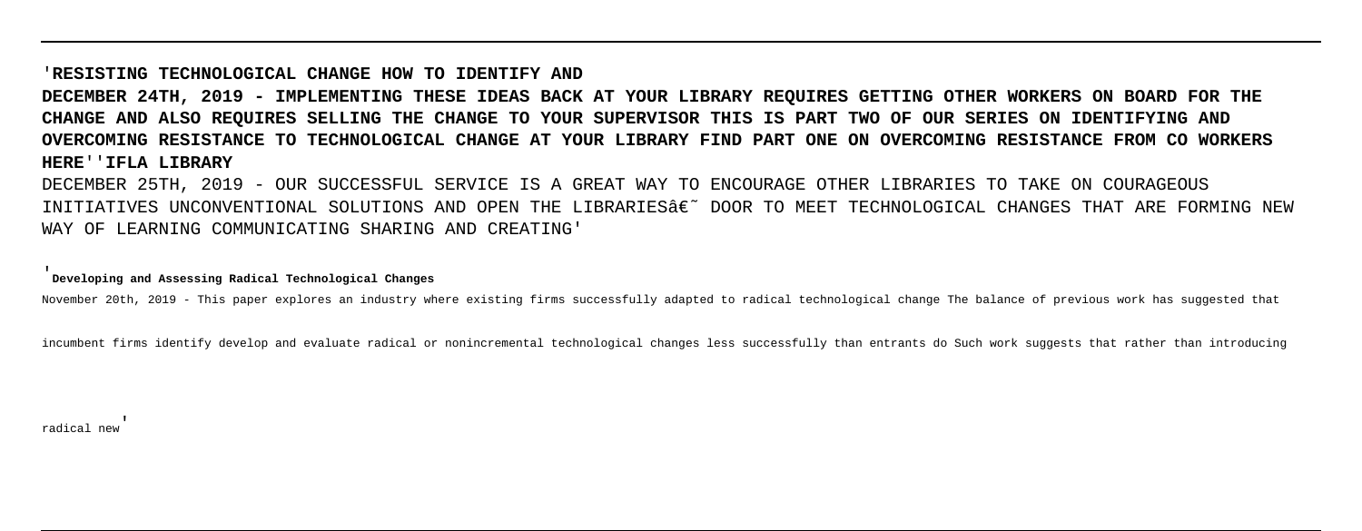'**RESISTING TECHNOLOGICAL CHANGE HOW TO IDENTIFY AND**

**DECEMBER 24TH, 2019 - IMPLEMENTING THESE IDEAS BACK AT YOUR LIBRARY REQUIRES GETTING OTHER WORKERS ON BOARD FOR THE CHANGE AND ALSO REQUIRES SELLING THE CHANGE TO YOUR SUPERVISOR THIS IS PART TWO OF OUR SERIES ON IDENTIFYING AND OVERCOMING RESISTANCE TO TECHNOLOGICAL CHANGE AT YOUR LIBRARY FIND PART ONE ON OVERCOMING RESISTANCE FROM CO WORKERS HERE**''**IFLA LIBRARY**

DECEMBER 25TH, 2019 - OUR SUCCESSFUL SERVICE IS A GREAT WAY TO ENCOURAGE OTHER LIBRARIES TO TAKE ON COURAGEOUS INITIATIVES UNCONVENTIONAL SOLUTIONS AND OPEN THE LIBRARIESâ€˜ DOOR TO MEET TECHNOLOGICAL CHANGES THAT ARE FORMING NEW WAY OF LEARNING COMMUNICATING SHARING AND CREATING'

'**Developing and Assessing Radical Technological Changes**

November 20th, 2019 - This paper explores an industry where existing firms successfully adapted to radical technological change The balance of previous work has suggested that incumbent firms identify develop and evaluate radical or nonincremental technological changes less successfully than entrants do Such work suggests that rather than introducing radical new'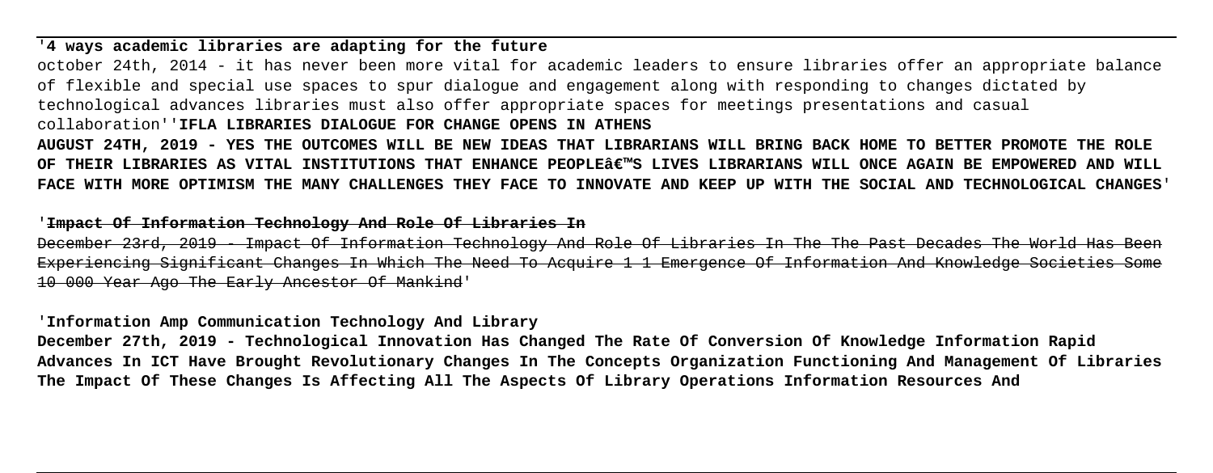'**4 ways academic libraries are adapting for the future**

october 24th, 2014 - it has never been more vital for academic leaders to ensure libraries offer an appropriate balance of flexible and special use spaces to spur dialogue and engagement along with responding to changes dictated by technological advances libraries must also offer appropriate spaces for meetings presentations and casual collaboration''**IFLA LIBRARIES DIALOGUE FOR CHANGE OPENS IN ATHENS**

**AUGUST 24TH, 2019 - YES THE OUTCOMES WILL BE NEW IDEAS THAT LIBRARIANS WILL BRING BACK HOME TO BETTER PROMOTE THE ROLE OF THEIR LIBRARIES AS VITAL INSTITUTIONS THAT ENHANCE PEOPLEâ€™S LIVES LIBRARIANS WILL ONCE AGAIN BE EMPOWERED AND WILL FACE WITH MORE OPTIMISM THE MANY CHALLENGES THEY FACE TO INNOVATE AND KEEP UP WITH THE SOCIAL AND TECHNOLOGICAL CHANGES'**

'**Impact Of Information Technology And Role Of Libraries In**

~~December 23rd, 2019 - Impact Of Information Technology And Role Of Libraries In The The Past Decades The World Has Been Experiencing Significant Changes In Which The Need To Acquire 1 1 Emergence Of Information And Knowledge Societies Some 10 000 Year Ago The Early Ancestor Of Mankind'~~

'**Information Amp Communication Technology And Library**

**December 27th, 2019 - Technological Innovation Has Changed The Rate Of Conversion Of Knowledge Information Rapid Advances In ICT Have Brought Revolutionary Changes In The Concepts Organization Functioning And Management Of Libraries The Impact Of These Changes Is Affecting All The Aspects Of Library Operations Information Resources And**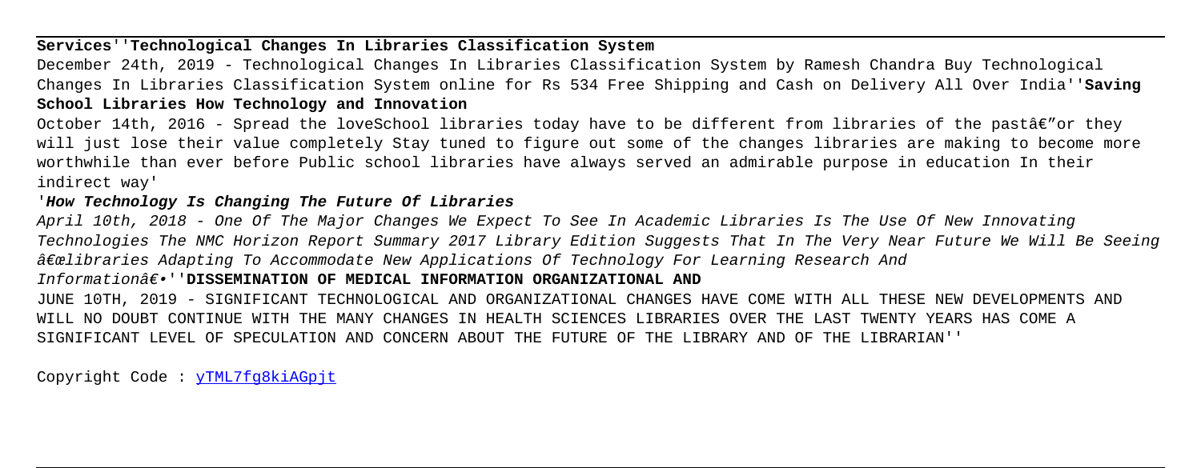**Services''Technological Changes In Libraries Classification System**

December 24th, 2019 - Technological Changes In Libraries Classification System by Ramesh Chandra Buy Technological Changes In Libraries Classification System online for Rs 534 Free Shipping and Cash on Delivery All Over India''**Saving School Libraries How Technology and Innovation**

October 14th, 2016 - Spread the loveSchool libraries today have to be different from libraries of the pastâ€"or they will just lose their value completely Stay tuned to figure out some of the changes libraries are making to become more worthwhile than ever before Public school libraries have always served an admirable purpose in education In their indirect way'

'***How Technology Is Changing The Future Of Libraries***

April 10th, 2018 - One Of The Major Changes We Expect To See In Academic Libraries Is The Use Of New Innovating Technologies The NMC Horizon Report Summary 2017 Library Edition Suggests That In The Very Near Future We Will Be Seeing *â€œlibraries Adapting To Accommodate New Applications Of Technology For Learning Research And Informationâ€•*''**DISSEMINATION OF MEDICAL INFORMATION ORGANIZATIONAL AND**

JUNE 10TH, 2019 - SIGNIFICANT TECHNOLOGICAL AND ORGANIZATIONAL CHANGES HAVE COME WITH ALL THESE NEW DEVELOPMENTS AND WILL NO DOUBT CONTINUE WITH THE MANY CHANGES IN HEALTH SCIENCES LIBRARIES OVER THE LAST TWENTY YEARS HAS COME A SIGNIFICANT LEVEL OF SPECULATION AND CONCERN ABOUT THE FUTURE OF THE LIBRARY AND OF THE LIBRARIAN''

Copyright Code : yTML7fg8kiAGpjt